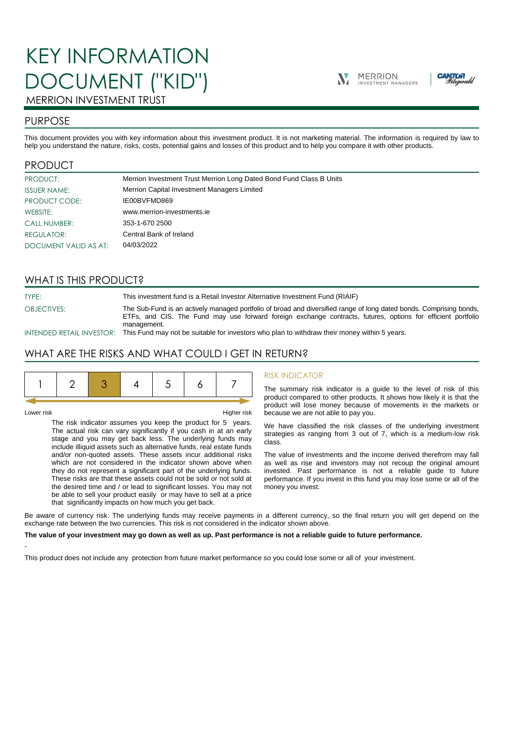# KEY INFORMATION DOCUMENT ("KID")

MERRION INVESTMENT TRUST

## PURPOSE

This document provides you with key information about this investment product. It is not marketing material. The information is required by law to help you understand the nature, risks, costs, potential gains and losses of this product and to help you compare it with other products.

## PRODUCT

| | |
|---|---|
| PRODUCT: | Merrion Investment Trust Merrion Long Dated Bond Fund Class B Units |
| ISSUER NAME: | Merrion Capital Investment Managers Limited |
| PRODUCT CODE: | IE00BVFMD869 |
| WEBSITE: | www.merrion-investments.ie |
| CALL NUMBER: | 353-1-670 2500 |
| REGULATOR: | Central Bank of Ireland |
| DOCUMENT VALID AS AT: | 04/03/2022 |

## WHAT IS THIS PRODUCT?

TYPE: This investment fund is a Retail Investor Alternative Investment Fund (RIAIF)

OBJECTIVES: The Sub-Fund is an actively managed portfolio of broad and diversified range of long dated bonds. Comprising bonds, ETFs, and CIS. The Fund may use forward foreign exchange contracts, futures, options for efficient portfolio management.

INTENDED RETAIL INVESTOR: This Fund may not be suitable for investors who plan to withdraw their money within 5 years.

## WHAT ARE THE RISKS AND WHAT COULD I GET IN RETURN?

| 1 | 2 | **3** | 4 | 5 | 6 | 7 |
|---|---|---|---|---|---|---|

Lower risk — Higher risk

The risk indicator assumes you keep the product for 5 years. The actual risk can vary significantly if you cash in at an early stage and you may get back less. The underlying funds may include illiquid assets such as alternative funds, real estate funds and/or non-quoted assets. These assets incur additional risks which are not considered in the indicator shown above when they do not represent a significant part of the underlying funds. These risks are that these assets could not be sold or not sold at the desired time and / or lead to significant losses. You may not be able to sell your product easily or may have to sell at a price that significantly impacts on how much you get back.

### RISK INDICATOR

The summary risk indicator is a guide to the level of risk of this product compared to other products. It shows how likely it is that the product will lose money because of movements in the markets or because we are not able to pay you.

We have classified the risk classes of the underlying investment strategies as ranging from 3 out of 7, which is a medium-low risk class.

The value of investments and the income derived therefrom may fall as well as rise and investors may not recoup the original amount invested. Past performance is not a reliable guide to future performance. If you invest in this fund you may lose some or all of the money you invest.

Be aware of currency risk. The underlying funds may receive payments in a different currency, so the final return you will get depend on the exchange rate between the two currencies. This risk is not considered in the indicator shown above.

**The value of your investment may go down as well as up. Past performance is not a reliable guide to future performance.**

-

This product does not include any protection from future market performance so you could lose some or all of your investment.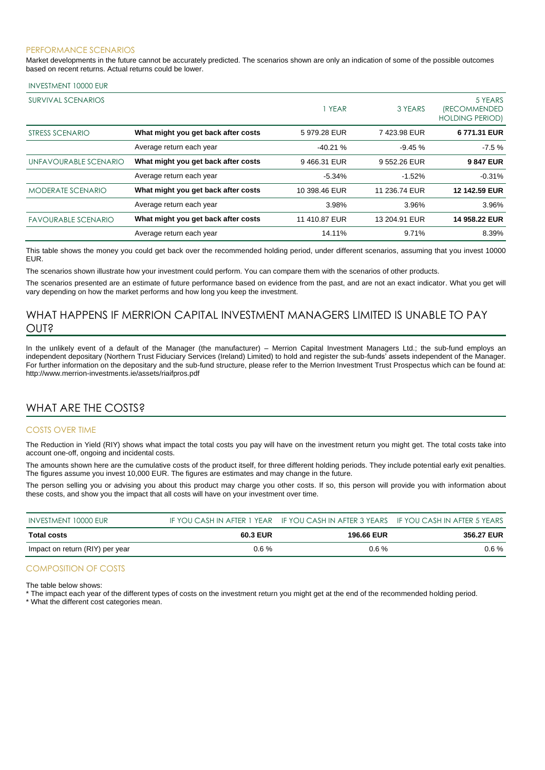### PERFORMANCE SCENARIOS

Market developments in the future cannot be accurately predicted. The scenarios shown are only an indication of some of the possible outcomes based on recent returns. Actual returns could be lower.

| INVESTMENT 10000 EUR | | | | |
|---|---|---|---|---|
| SURVIVAL SCENARIOS | | 1 YEAR | 3 YEARS | 5 YEARS (RECOMMENDED HOLDING PERIOD) |
| STRESS SCENARIO | **What might you get back after costs** | 5 979.28 EUR | 7 423.98 EUR | **6 771.31 EUR** |
| | Average return each year | -40.21 % | -9.45 % | -7.5 % |
| UNFAVOURABLE SCENARIO | **What might you get back after costs** | 9 466.31 EUR | 9 552.26 EUR | **9 847 EUR** |
| | Average return each year | -5.34% | -1.52% | -0.31% |
| MODERATE SCENARIO | **What might you get back after costs** | 10 398.46 EUR | 11 236.74 EUR | **12 142.59 EUR** |
| | Average return each year | 3.98% | 3.96% | 3.96% |
| FAVOURABLE SCENARIO | **What might you get back after costs** | 11 410.87 EUR | 13 204.91 EUR | **14 958.22 EUR** |
| | Average return each year | 14.11% | 9.71% | 8.39% |

This table shows the money you could get back over the recommended holding period, under different scenarios, assuming that you invest 10000 EUR.

The scenarios shown illustrate how your investment could perform. You can compare them with the scenarios of other products.

The scenarios presented are an estimate of future performance based on evidence from the past, and are not an exact indicator. What you get will vary depending on how the market performs and how long you keep the investment.

## WHAT HAPPENS IF MERRION CAPITAL INVESTMENT MANAGERS LIMITED IS UNABLE TO PAY OUT?

In the unlikely event of a default of the Manager (the manufacturer) – Merrion Capital Investment Managers Ltd.; the sub-fund employs an independent depositary (Northern Trust Fiduciary Services (Ireland) Limited) to hold and register the sub-funds' assets independent of the Manager. For further information on the depositary and the sub-fund structure, please refer to the Merrion Investment Trust Prospectus which can be found at: http://www.merrion-investments.ie/assets/riaifpros.pdf

## WHAT ARE THE COSTS?

### COSTS OVER TIME

The Reduction in Yield (RIY) shows what impact the total costs you pay will have on the investment return you might get. The total costs take into account one-off, ongoing and incidental costs.

The amounts shown here are the cumulative costs of the product itself, for three different holding periods. They include potential early exit penalties. The figures assume you invest 10,000 EUR. The figures are estimates and may change in the future.

The person selling you or advising you about this product may charge you other costs. If so, this person will provide you with information about these costs, and show you the impact that all costs will have on your investment over time.

| INVESTMENT 10000 EUR | IF YOU CASH IN AFTER 1 YEAR | IF YOU CASH IN AFTER 3 YEARS | IF YOU CASH IN AFTER 5 YEARS |
|---|---|---|---|
| **Total costs** | **60.3 EUR** | **196.66 EUR** | **356.27 EUR** |
| Impact on return (RIY) per year | 0.6 % | 0.6 % | 0.6 % |

### COMPOSITION OF COSTS

The table below shows:

* The impact each year of the different types of costs on the investment return you might get at the end of the recommended holding period.
* What the different cost categories mean.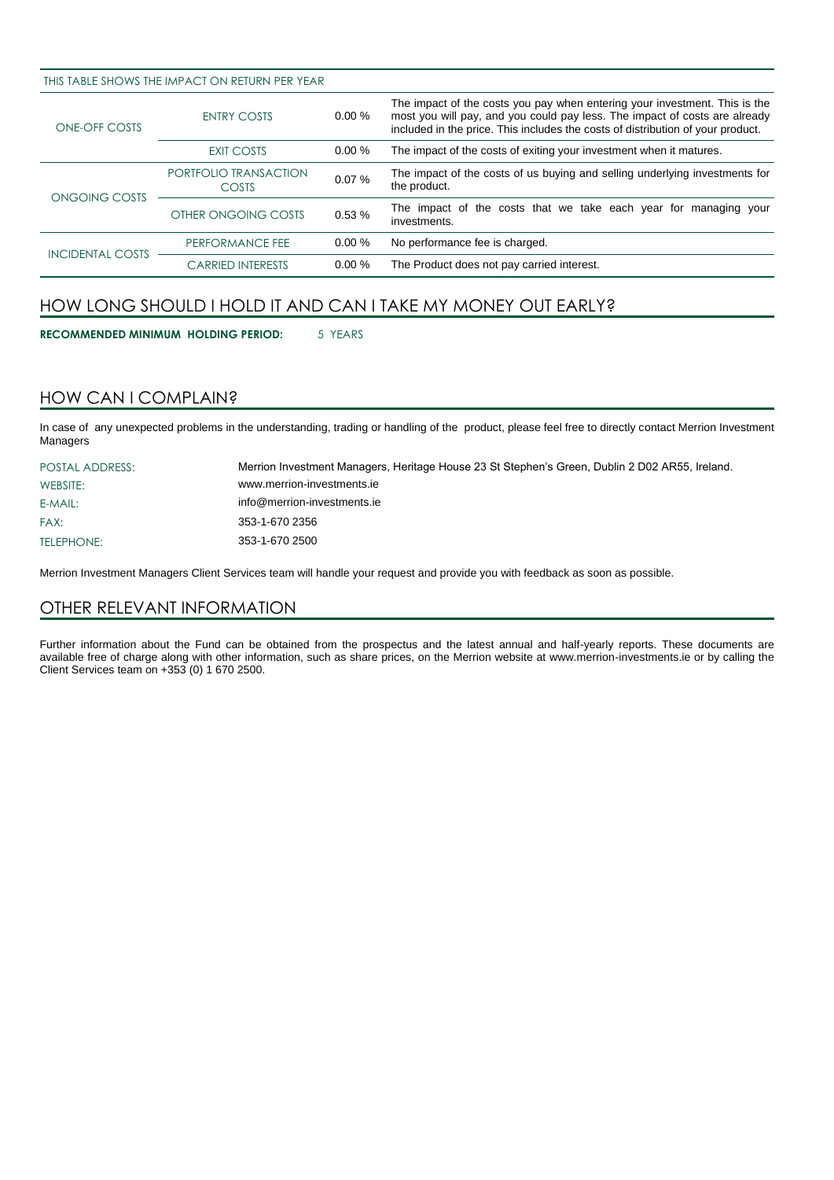| THIS TABLE SHOWS THE IMPACT ON RETURN PER YEAR | | | |
|---|---|---|---|
| ONE-OFF COSTS | ENTRY COSTS | 0.00 % | The impact of the costs you pay when entering your investment. This is the most you will pay, and you could pay less. The impact of costs are already included in the price. This includes the costs of distribution of your product. |
| | EXIT COSTS | 0.00 % | The impact of the costs of exiting your investment when it matures. |
| ONGOING COSTS | PORTFOLIO TRANSACTION COSTS | 0.07 % | The impact of the costs of us buying and selling underlying investments for the product. |
| | OTHER ONGOING COSTS | 0.53 % | The impact of the costs that we take each year for managing your investments. |
| INCIDENTAL COSTS | PERFORMANCE FEE | 0.00 % | No performance fee is charged. |
| | CARRIED INTERESTS | 0.00 % | The Product does not pay carried interest. |

## HOW LONG SHOULD I HOLD IT AND CAN I TAKE MY MONEY OUT EARLY?

**RECOMMENDED MINIMUM HOLDING PERIOD:** 5 YEARS

## HOW CAN I COMPLAIN?

In case of any unexpected problems in the understanding, trading or handling of the product, please feel free to directly contact Merrion Investment Managers

| | |
|---|---|
| POSTAL ADDRESS: | Merrion Investment Managers, Heritage House 23 St Stephen's Green, Dublin 2 D02 AR55, Ireland. |
| WEBSITE: | www.merrion-investments.ie |
| E-MAIL: | info@merrion-investments.ie |
| FAX: | 353-1-670 2356 |
| TELEPHONE: | 353-1-670 2500 |

Merrion Investment Managers Client Services team will handle your request and provide you with feedback as soon as possible.

## OTHER RELEVANT INFORMATION

Further information about the Fund can be obtained from the prospectus and the latest annual and half-yearly reports. These documents are available free of charge along with other information, such as share prices, on the Merrion website at www.merrion-investments.ie or by calling the Client Services team on +353 (0) 1 670 2500.